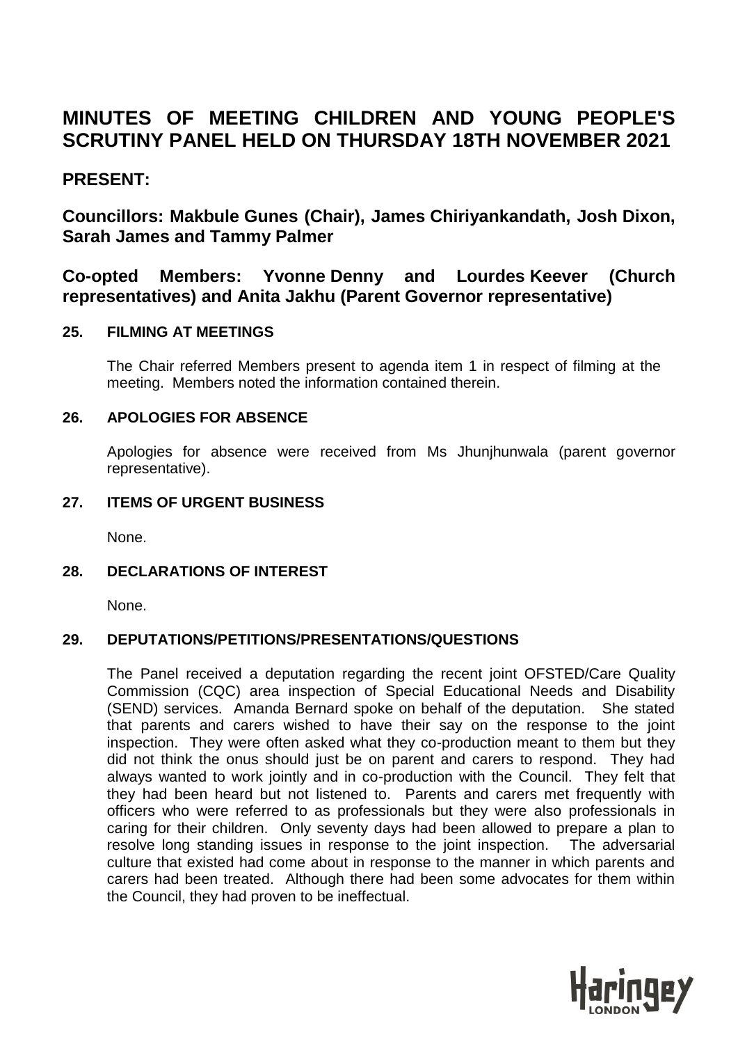# MINUTES OF MEETING CHILDREN AND YOUNG PEOPLE'S SCRUTINY PANEL HELD ON THURSDAY 18TH NOVEMBER 2021

## PRESENT:

**Councillors: Makbule Gunes (Chair), James Chiriyankandath, Josh Dixon, Sarah James and Tammy Palmer**

**Co-opted Members: Yvonne Denny and Lourdes Keever (Church representatives) and Anita Jakhu (Parent Governor representative)**

### 25. FILMING AT MEETINGS

The Chair referred Members present to agenda item 1 in respect of filming at the meeting. Members noted the information contained therein.

### 26. APOLOGIES FOR ABSENCE

Apologies for absence were received from Ms Jhunjhunwala (parent governor representative).

### 27. ITEMS OF URGENT BUSINESS

None.

### 28. DECLARATIONS OF INTEREST

None.

### 29. DEPUTATIONS/PETITIONS/PRESENTATIONS/QUESTIONS

The Panel received a deputation regarding the recent joint OFSTED/Care Quality Commission (CQC) area inspection of Special Educational Needs and Disability (SEND) services. Amanda Bernard spoke on behalf of the deputation. She stated that parents and carers wished to have their say on the response to the joint inspection. They were often asked what they co-production meant to them but they did not think the onus should just be on parent and carers to respond. They had always wanted to work jointly and in co-production with the Council. They felt that they had been heard but not listened to. Parents and carers met frequently with officers who were referred to as professionals but they were also professionals in caring for their children. Only seventy days had been allowed to prepare a plan to resolve long standing issues in response to the joint inspection. The adversarial culture that existed had come about in response to the manner in which parents and carers had been treated. Although there had been some advocates for them within the Council, they had proven to be ineffectual.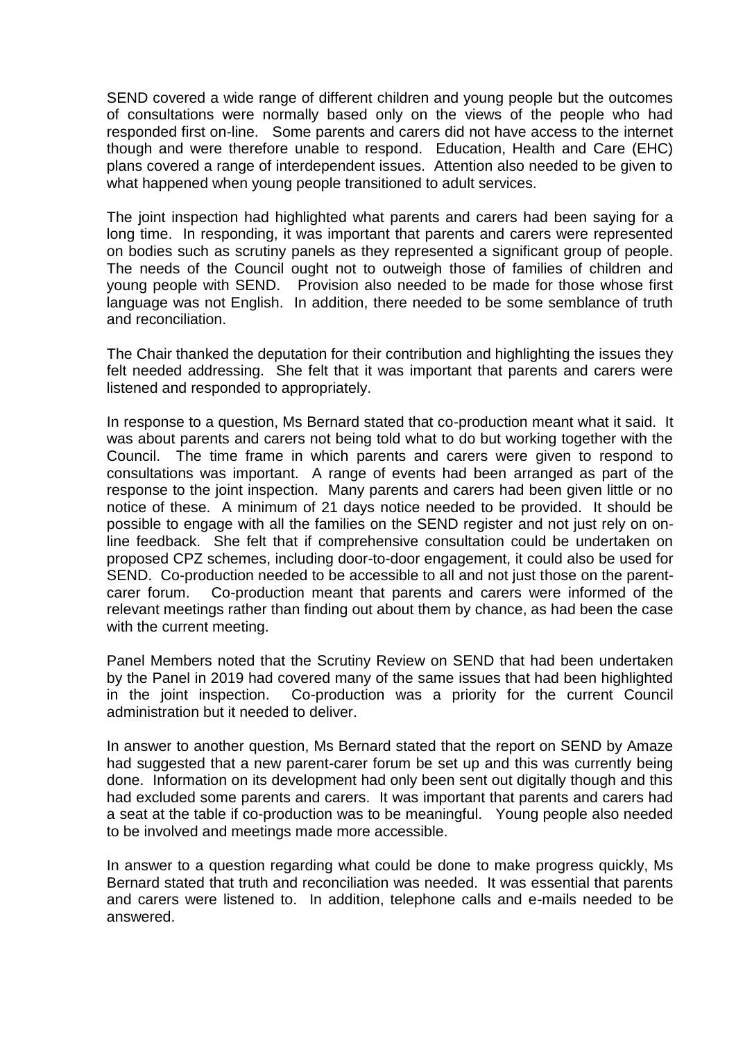SEND covered a wide range of different children and young people but the outcomes of consultations were normally based only on the views of the people who had responded first on-line. Some parents and carers did not have access to the internet though and were therefore unable to respond. Education, Health and Care (EHC) plans covered a range of interdependent issues. Attention also needed to be given to what happened when young people transitioned to adult services.

The joint inspection had highlighted what parents and carers had been saying for a long time. In responding, it was important that parents and carers were represented on bodies such as scrutiny panels as they represented a significant group of people. The needs of the Council ought not to outweigh those of families of children and young people with SEND. Provision also needed to be made for those whose first language was not English. In addition, there needed to be some semblance of truth and reconciliation.

The Chair thanked the deputation for their contribution and highlighting the issues they felt needed addressing. She felt that it was important that parents and carers were listened and responded to appropriately.

In response to a question, Ms Bernard stated that co-production meant what it said. It was about parents and carers not being told what to do but working together with the Council. The time frame in which parents and carers were given to respond to consultations was important. A range of events had been arranged as part of the response to the joint inspection. Many parents and carers had been given little or no notice of these. A minimum of 21 days notice needed to be provided. It should be possible to engage with all the families on the SEND register and not just rely on on-line feedback. She felt that if comprehensive consultation could be undertaken on proposed CPZ schemes, including door-to-door engagement, it could also be used for SEND. Co-production needed to be accessible to all and not just those on the parent-carer forum. Co-production meant that parents and carers were informed of the relevant meetings rather than finding out about them by chance, as had been the case with the current meeting.

Panel Members noted that the Scrutiny Review on SEND that had been undertaken by the Panel in 2019 had covered many of the same issues that had been highlighted in the joint inspection. Co-production was a priority for the current Council administration but it needed to deliver.

In answer to another question, Ms Bernard stated that the report on SEND by Amaze had suggested that a new parent-carer forum be set up and this was currently being done. Information on its development had only been sent out digitally though and this had excluded some parents and carers. It was important that parents and carers had a seat at the table if co-production was to be meaningful. Young people also needed to be involved and meetings made more accessible.

In answer to a question regarding what could be done to make progress quickly, Ms Bernard stated that truth and reconciliation was needed. It was essential that parents and carers were listened to. In addition, telephone calls and e-mails needed to be answered.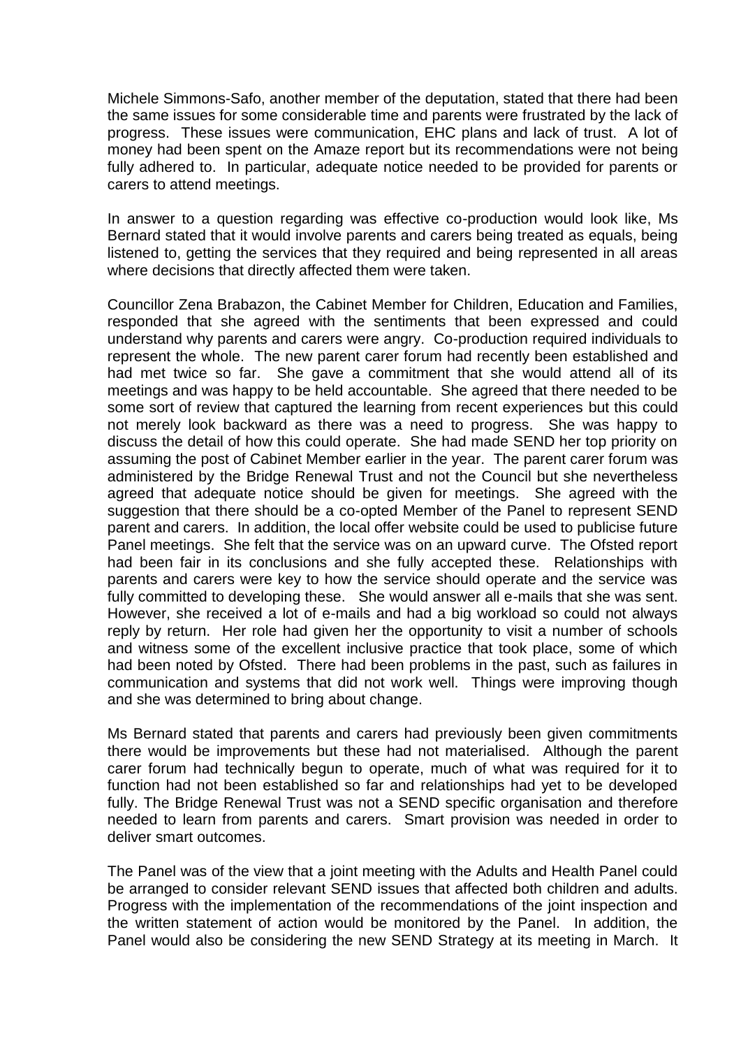Michele Simmons-Safo, another member of the deputation, stated that there had been the same issues for some considerable time and parents were frustrated by the lack of progress. These issues were communication, EHC plans and lack of trust. A lot of money had been spent on the Amaze report but its recommendations were not being fully adhered to. In particular, adequate notice needed to be provided for parents or carers to attend meetings.

In answer to a question regarding was effective co-production would look like, Ms Bernard stated that it would involve parents and carers being treated as equals, being listened to, getting the services that they required and being represented in all areas where decisions that directly affected them were taken.

Councillor Zena Brabazon, the Cabinet Member for Children, Education and Families, responded that she agreed with the sentiments that been expressed and could understand why parents and carers were angry. Co-production required individuals to represent the whole. The new parent carer forum had recently been established and had met twice so far. She gave a commitment that she would attend all of its meetings and was happy to be held accountable. She agreed that there needed to be some sort of review that captured the learning from recent experiences but this could not merely look backward as there was a need to progress. She was happy to discuss the detail of how this could operate. She had made SEND her top priority on assuming the post of Cabinet Member earlier in the year. The parent carer forum was administered by the Bridge Renewal Trust and not the Council but she nevertheless agreed that adequate notice should be given for meetings. She agreed with the suggestion that there should be a co-opted Member of the Panel to represent SEND parent and carers. In addition, the local offer website could be used to publicise future Panel meetings. She felt that the service was on an upward curve. The Ofsted report had been fair in its conclusions and she fully accepted these. Relationships with parents and carers were key to how the service should operate and the service was fully committed to developing these. She would answer all e-mails that she was sent. However, she received a lot of e-mails and had a big workload so could not always reply by return. Her role had given her the opportunity to visit a number of schools and witness some of the excellent inclusive practice that took place, some of which had been noted by Ofsted. There had been problems in the past, such as failures in communication and systems that did not work well. Things were improving though and she was determined to bring about change.

Ms Bernard stated that parents and carers had previously been given commitments there would be improvements but these had not materialised. Although the parent carer forum had technically begun to operate, much of what was required for it to function had not been established so far and relationships had yet to be developed fully. The Bridge Renewal Trust was not a SEND specific organisation and therefore needed to learn from parents and carers. Smart provision was needed in order to deliver smart outcomes.

The Panel was of the view that a joint meeting with the Adults and Health Panel could be arranged to consider relevant SEND issues that affected both children and adults. Progress with the implementation of the recommendations of the joint inspection and the written statement of action would be monitored by the Panel. In addition, the Panel would also be considering the new SEND Strategy at its meeting in March. It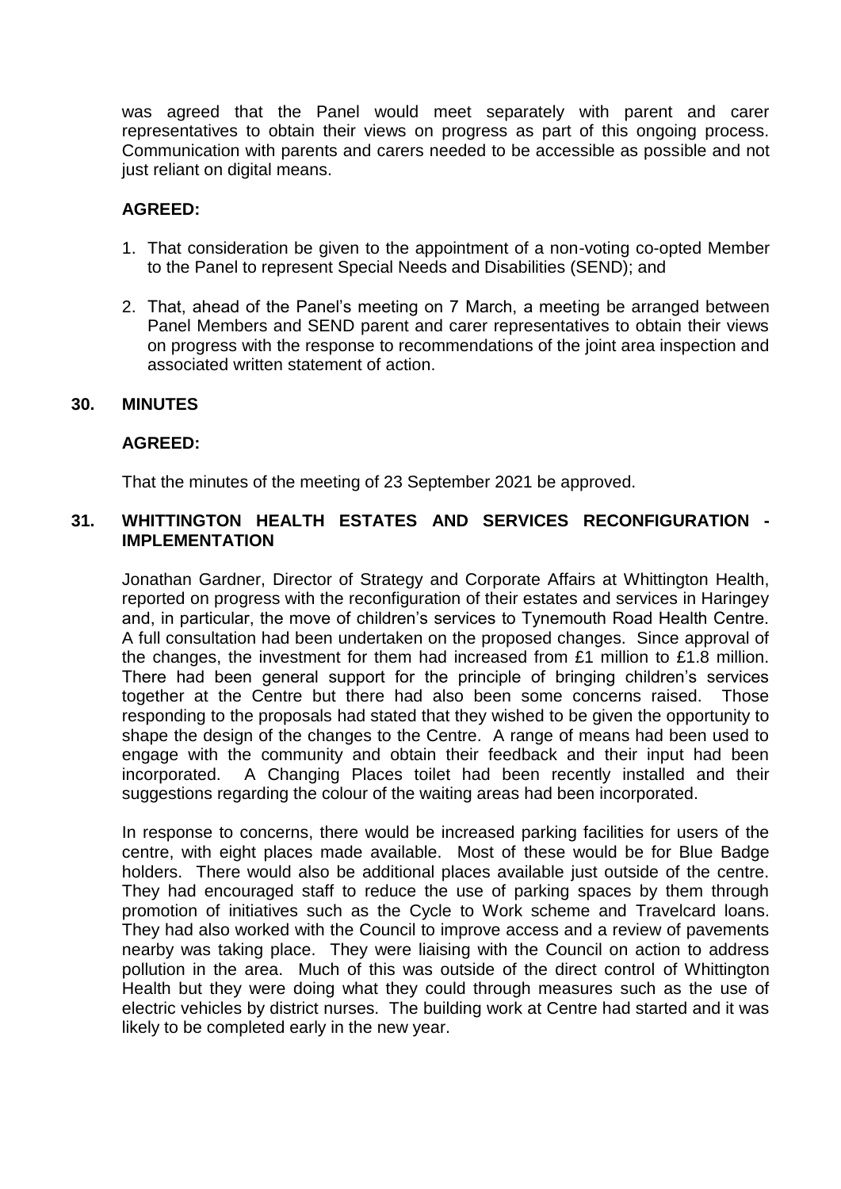was agreed that the Panel would meet separately with parent and carer representatives to obtain their views on progress as part of this ongoing process. Communication with parents and carers needed to be accessible as possible and not just reliant on digital means.

**AGREED:**

1. That consideration be given to the appointment of a non-voting co-opted Member to the Panel to represent Special Needs and Disabilities (SEND); and

2. That, ahead of the Panel's meeting on 7 March, a meeting be arranged between Panel Members and SEND parent and carer representatives to obtain their views on progress with the response to recommendations of the joint area inspection and associated written statement of action.

## 30. MINUTES

**AGREED:**

That the minutes of the meeting of 23 September 2021 be approved.

## 31. WHITTINGTON HEALTH ESTATES AND SERVICES RECONFIGURATION - IMPLEMENTATION

Jonathan Gardner, Director of Strategy and Corporate Affairs at Whittington Health, reported on progress with the reconfiguration of their estates and services in Haringey and, in particular, the move of children's services to Tynemouth Road Health Centre. A full consultation had been undertaken on the proposed changes. Since approval of the changes, the investment for them had increased from £1 million to £1.8 million. There had been general support for the principle of bringing children's services together at the Centre but there had also been some concerns raised. Those responding to the proposals had stated that they wished to be given the opportunity to shape the design of the changes to the Centre. A range of means had been used to engage with the community and obtain their feedback and their input had been incorporated. A Changing Places toilet had been recently installed and their suggestions regarding the colour of the waiting areas had been incorporated.

In response to concerns, there would be increased parking facilities for users of the centre, with eight places made available. Most of these would be for Blue Badge holders. There would also be additional places available just outside of the centre. They had encouraged staff to reduce the use of parking spaces by them through promotion of initiatives such as the Cycle to Work scheme and Travelcard loans. They had also worked with the Council to improve access and a review of pavements nearby was taking place. They were liaising with the Council on action to address pollution in the area. Much of this was outside of the direct control of Whittington Health but they were doing what they could through measures such as the use of electric vehicles by district nurses. The building work at Centre had started and it was likely to be completed early in the new year.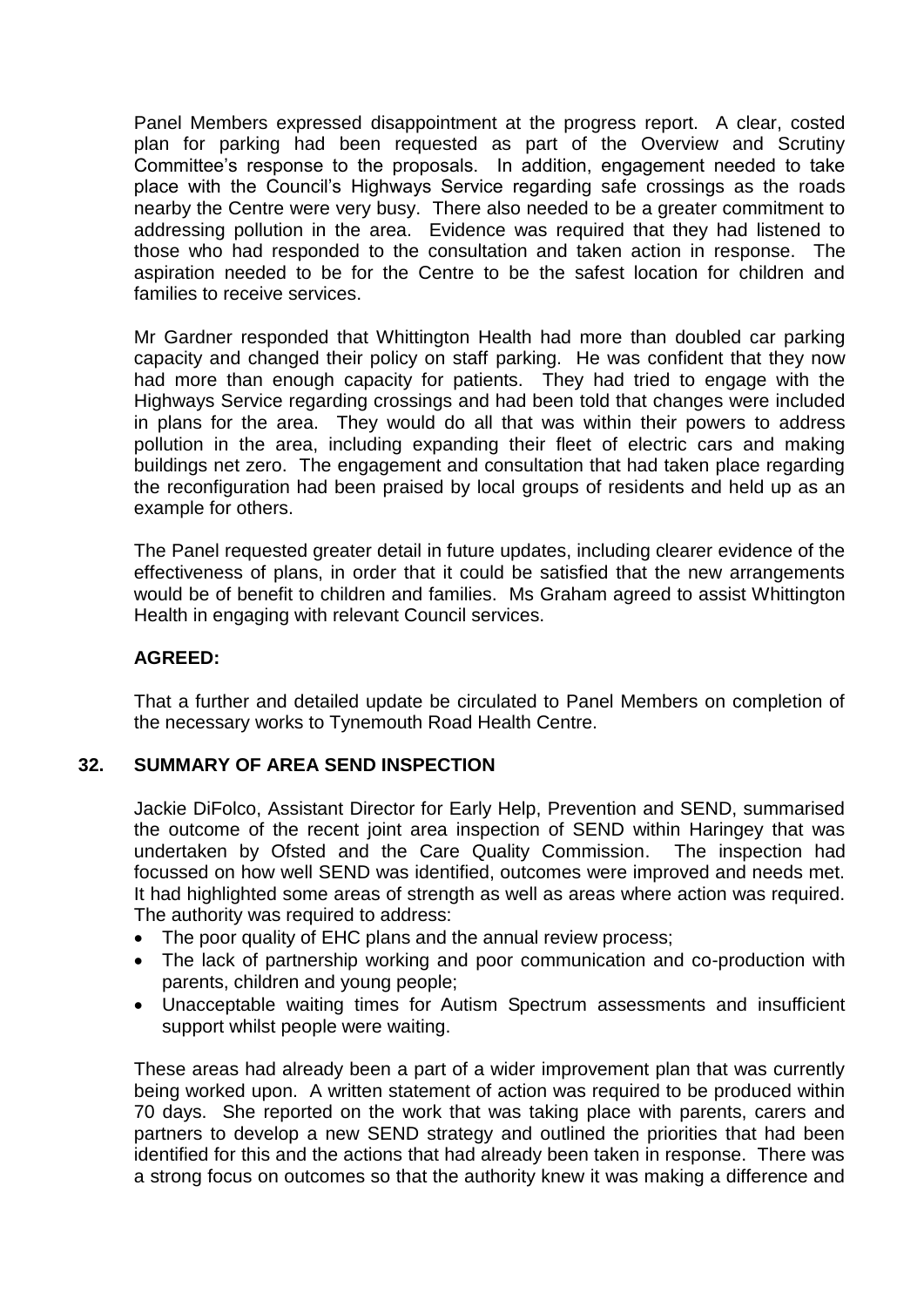Panel Members expressed disappointment at the progress report. A clear, costed plan for parking had been requested as part of the Overview and Scrutiny Committee's response to the proposals. In addition, engagement needed to take place with the Council's Highways Service regarding safe crossings as the roads nearby the Centre were very busy. There also needed to be a greater commitment to addressing pollution in the area. Evidence was required that they had listened to those who had responded to the consultation and taken action in response. The aspiration needed to be for the Centre to be the safest location for children and families to receive services.

Mr Gardner responded that Whittington Health had more than doubled car parking capacity and changed their policy on staff parking. He was confident that they now had more than enough capacity for patients. They had tried to engage with the Highways Service regarding crossings and had been told that changes were included in plans for the area. They would do all that was within their powers to address pollution in the area, including expanding their fleet of electric cars and making buildings net zero. The engagement and consultation that had taken place regarding the reconfiguration had been praised by local groups of residents and held up as an example for others.

The Panel requested greater detail in future updates, including clearer evidence of the effectiveness of plans, in order that it could be satisfied that the new arrangements would be of benefit to children and families. Ms Graham agreed to assist Whittington Health in engaging with relevant Council services.

**AGREED:**

That a further and detailed update be circulated to Panel Members on completion of the necessary works to Tynemouth Road Health Centre.

## 32. SUMMARY OF AREA SEND INSPECTION

Jackie DiFolco, Assistant Director for Early Help, Prevention and SEND, summarised the outcome of the recent joint area inspection of SEND within Haringey that was undertaken by Ofsted and the Care Quality Commission. The inspection had focussed on how well SEND was identified, outcomes were improved and needs met. It had highlighted some areas of strength as well as areas where action was required. The authority was required to address:

- The poor quality of EHC plans and the annual review process;
- The lack of partnership working and poor communication and co-production with parents, children and young people;
- Unacceptable waiting times for Autism Spectrum assessments and insufficient support whilst people were waiting.

These areas had already been a part of a wider improvement plan that was currently being worked upon. A written statement of action was required to be produced within 70 days. She reported on the work that was taking place with parents, carers and partners to develop a new SEND strategy and outlined the priorities that had been identified for this and the actions that had already been taken in response. There was a strong focus on outcomes so that the authority knew it was making a difference and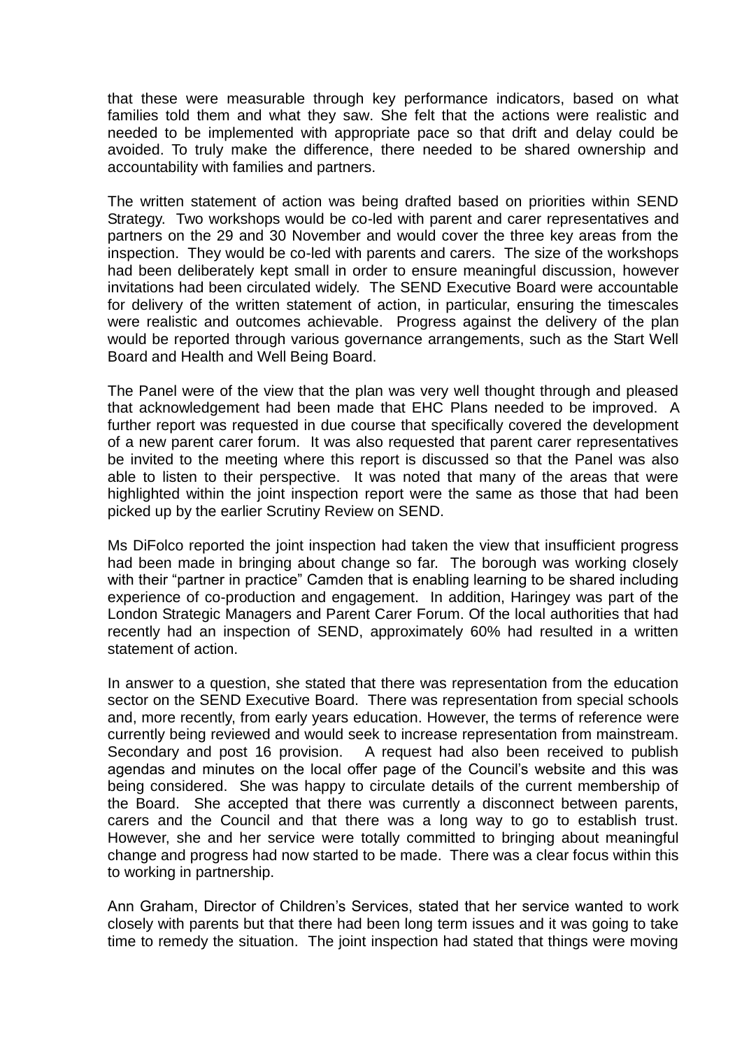that these were measurable through key performance indicators, based on what families told them and what they saw. She felt that the actions were realistic and needed to be implemented with appropriate pace so that drift and delay could be avoided. To truly make the difference, there needed to be shared ownership and accountability with families and partners.

The written statement of action was being drafted based on priorities within SEND Strategy. Two workshops would be co-led with parent and carer representatives and partners on the 29 and 30 November and would cover the three key areas from the inspection. They would be co-led with parents and carers. The size of the workshops had been deliberately kept small in order to ensure meaningful discussion, however invitations had been circulated widely. The SEND Executive Board were accountable for delivery of the written statement of action, in particular, ensuring the timescales were realistic and outcomes achievable. Progress against the delivery of the plan would be reported through various governance arrangements, such as the Start Well Board and Health and Well Being Board.

The Panel were of the view that the plan was very well thought through and pleased that acknowledgement had been made that EHC Plans needed to be improved. A further report was requested in due course that specifically covered the development of a new parent carer forum. It was also requested that parent carer representatives be invited to the meeting where this report is discussed so that the Panel was also able to listen to their perspective. It was noted that many of the areas that were highlighted within the joint inspection report were the same as those that had been picked up by the earlier Scrutiny Review on SEND.

Ms DiFolco reported the joint inspection had taken the view that insufficient progress had been made in bringing about change so far. The borough was working closely with their "partner in practice" Camden that is enabling learning to be shared including experience of co-production and engagement. In addition, Haringey was part of the London Strategic Managers and Parent Carer Forum. Of the local authorities that had recently had an inspection of SEND, approximately 60% had resulted in a written statement of action.

In answer to a question, she stated that there was representation from the education sector on the SEND Executive Board. There was representation from special schools and, more recently, from early years education. However, the terms of reference were currently being reviewed and would seek to increase representation from mainstream. Secondary and post 16 provision. A request had also been received to publish agendas and minutes on the local offer page of the Council's website and this was being considered. She was happy to circulate details of the current membership of the Board. She accepted that there was currently a disconnect between parents, carers and the Council and that there was a long way to go to establish trust. However, she and her service were totally committed to bringing about meaningful change and progress had now started to be made. There was a clear focus within this to working in partnership.

Ann Graham, Director of Children's Services, stated that her service wanted to work closely with parents but that there had been long term issues and it was going to take time to remedy the situation. The joint inspection had stated that things were moving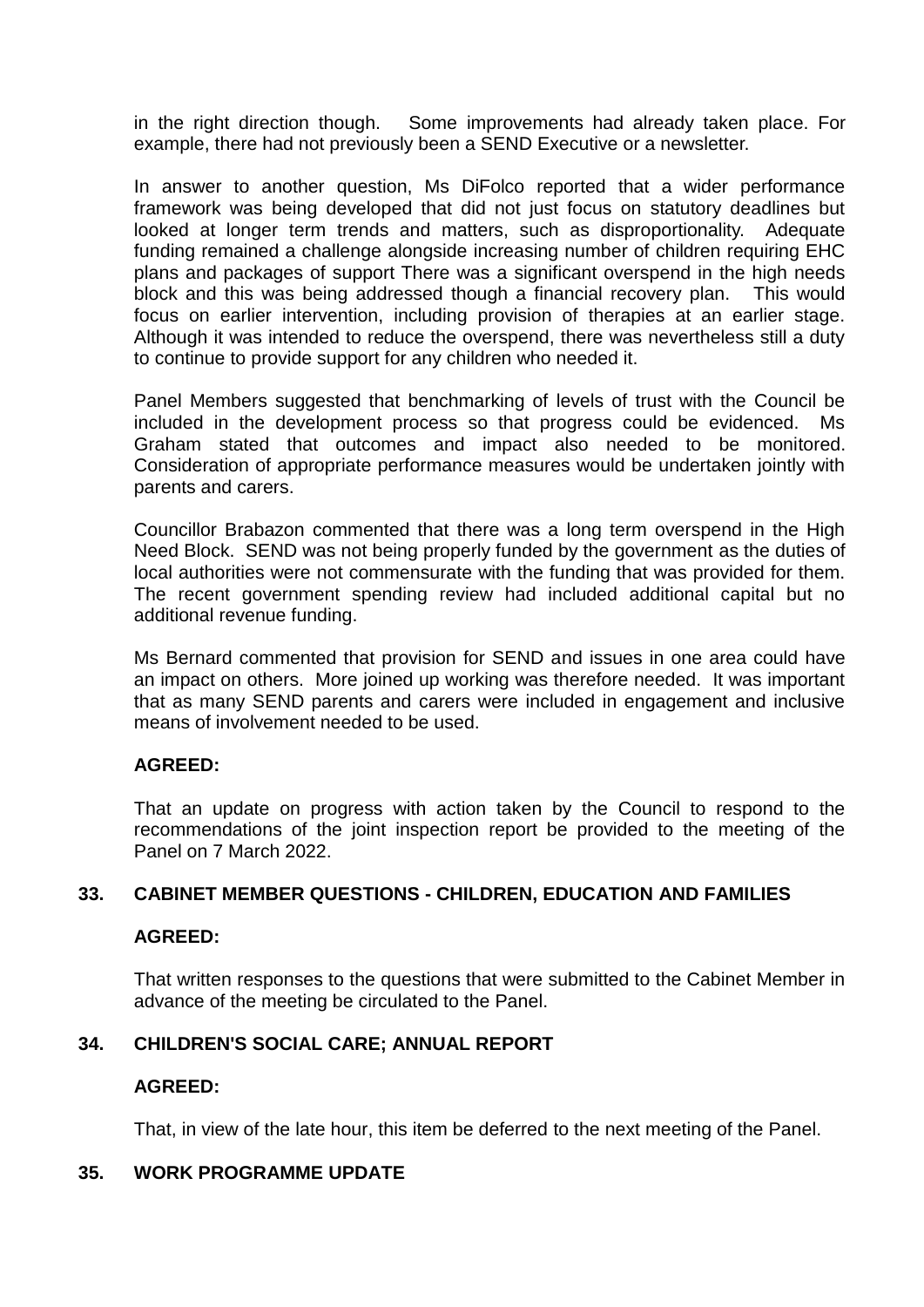in the right direction though. Some improvements had already taken place. For example, there had not previously been a SEND Executive or a newsletter.

In answer to another question, Ms DiFolco reported that a wider performance framework was being developed that did not just focus on statutory deadlines but looked at longer term trends and matters, such as disproportionality. Adequate funding remained a challenge alongside increasing number of children requiring EHC plans and packages of support There was a significant overspend in the high needs block and this was being addressed though a financial recovery plan. This would focus on earlier intervention, including provision of therapies at an earlier stage. Although it was intended to reduce the overspend, there was nevertheless still a duty to continue to provide support for any children who needed it.

Panel Members suggested that benchmarking of levels of trust with the Council be included in the development process so that progress could be evidenced. Ms Graham stated that outcomes and impact also needed to be monitored. Consideration of appropriate performance measures would be undertaken jointly with parents and carers.

Councillor Brabazon commented that there was a long term overspend in the High Need Block. SEND was not being properly funded by the government as the duties of local authorities were not commensurate with the funding that was provided for them. The recent government spending review had included additional capital but no additional revenue funding.

Ms Bernard commented that provision for SEND and issues in one area could have an impact on others. More joined up working was therefore needed. It was important that as many SEND parents and carers were included in engagement and inclusive means of involvement needed to be used.

**AGREED:**

That an update on progress with action taken by the Council to respond to the recommendations of the joint inspection report be provided to the meeting of the Panel on 7 March 2022.

## 33. CABINET MEMBER QUESTIONS - CHILDREN, EDUCATION AND FAMILIES

**AGREED:**

That written responses to the questions that were submitted to the Cabinet Member in advance of the meeting be circulated to the Panel.

## 34. CHILDREN'S SOCIAL CARE; ANNUAL REPORT

**AGREED:**

That, in view of the late hour, this item be deferred to the next meeting of the Panel.

## 35. WORK PROGRAMME UPDATE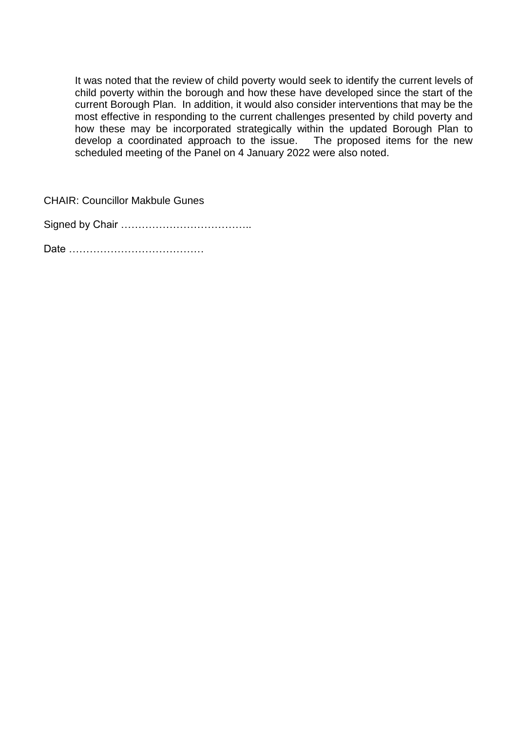It was noted that the review of child poverty would seek to identify the current levels of child poverty within the borough and how these have developed since the start of the current Borough Plan. In addition, it would also consider interventions that may be the most effective in responding to the current challenges presented by child poverty and how these may be incorporated strategically within the updated Borough Plan to develop a coordinated approach to the issue. The proposed items for the new scheduled meeting of the Panel on 4 January 2022 were also noted.

CHAIR: Councillor Makbule Gunes

Signed by Chair ………………………………..

Date …………………………………